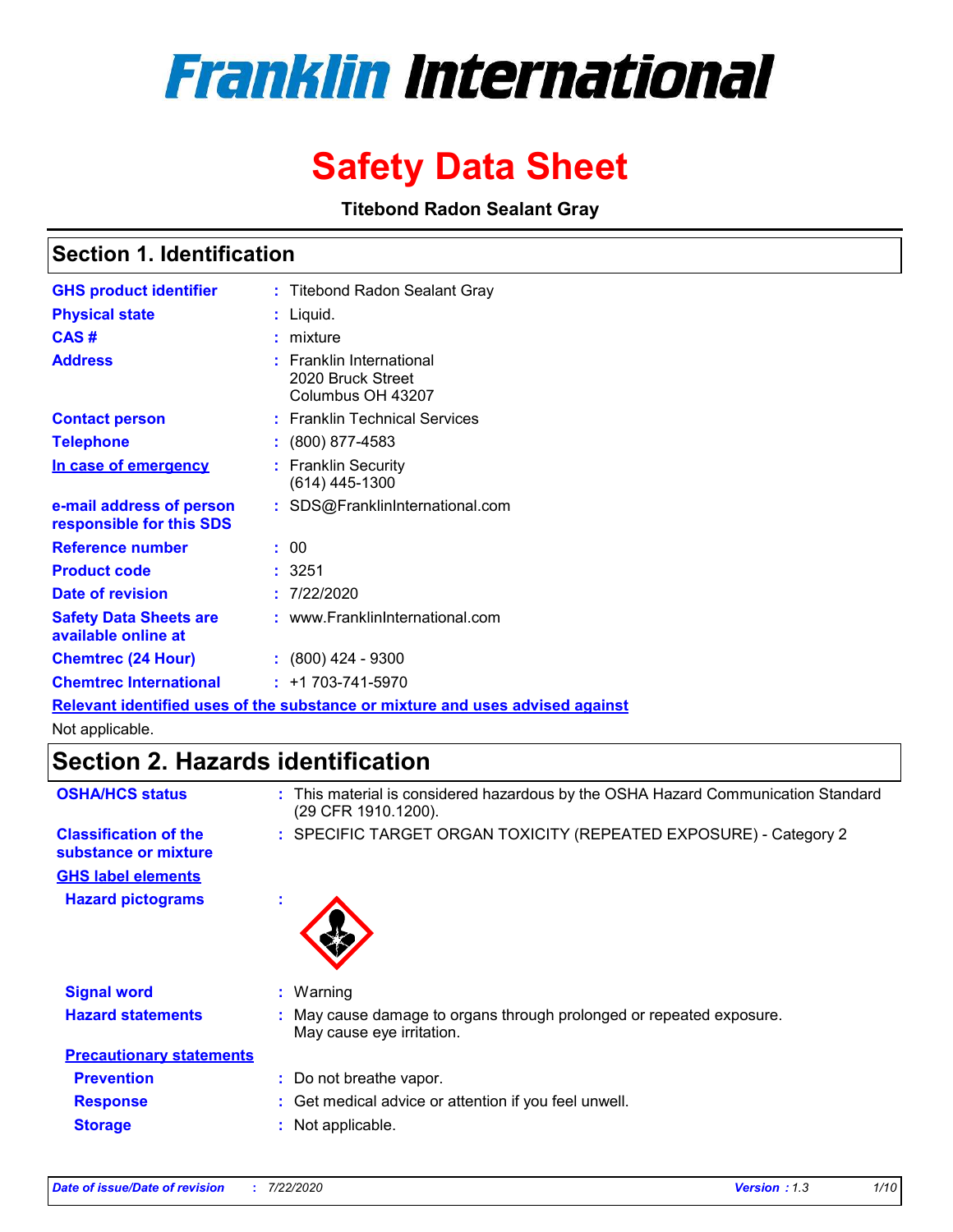# Franklin International

# Safety Data Sheet

**Titebond Radon Sealant Gray**

## Section 1. Identification

| | | |
|---|---|---|
| **GHS product identifier** | : | Titebond Radon Sealant Gray |
| **Physical state** | : | Liquid. |
| **CAS #** | : | mixture |
| **Address** | : | Franklin International<br>2020 Bruck Street<br>Columbus OH 43207 |
| **Contact person** | : | Franklin Technical Services |
| **Telephone** | : | (800) 877-4583 |
| **In case of emergency** | : | Franklin Security<br>(614) 445-1300 |
| **e-mail address of person responsible for this SDS** | : | SDS@FranklinInternational.com |
| **Reference number** | : | 00 |
| **Product code** | : | 3251 |
| **Date of revision** | : | 7/22/2020 |
| **Safety Data Sheets are available online at** | : | www.FranklinInternational.com |
| **Chemtrec (24 Hour)** | : | (800) 424 - 9300 |
| **Chemtrec International** | : | +1 703-741-5970 |

**Relevant identified uses of the substance or mixture and uses advised against**

Not applicable.

## Section 2. Hazards identification

| | | |
|---|---|---|
| **OSHA/HCS status** | : | This material is considered hazardous by the OSHA Hazard Communication Standard (29 CFR 1910.1200). |
| **Classification of the substance or mixture** | : | SPECIFIC TARGET ORGAN TOXICITY (REPEATED EXPOSURE) - Category 2 |

**GHS label elements**

| | | |
|---|---|---|
| **Hazard pictograms** | : | |
| **Signal word** | : | Warning |
| **Hazard statements** | : | May cause damage to organs through prolonged or repeated exposure.<br>May cause eye irritation. |

**Precautionary statements**

| | | |
|---|---|---|
| **Prevention** | : | Do not breathe vapor. |
| **Response** | : | Get medical advice or attention if you feel unwell. |
| **Storage** | : | Not applicable. |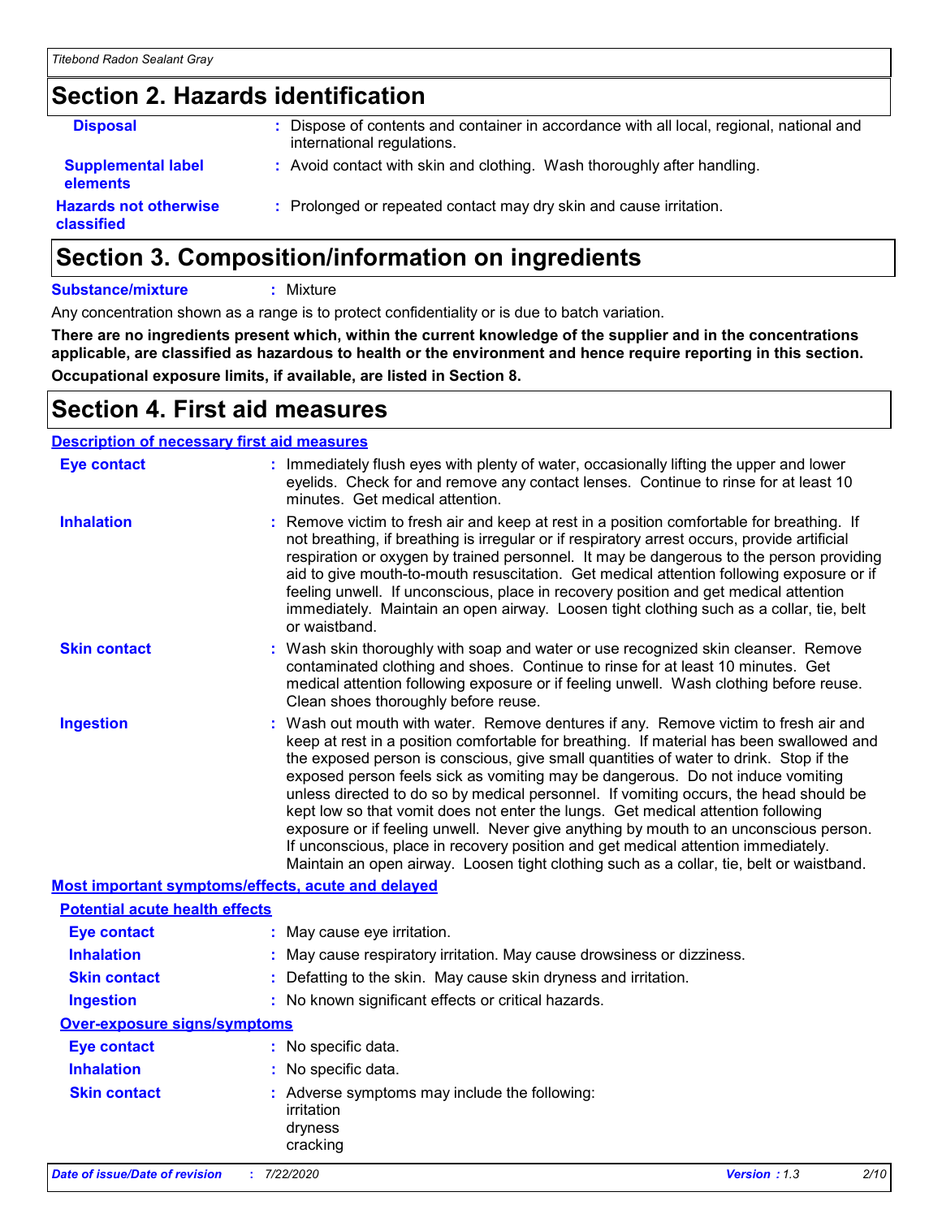## Section 2. Hazards identification

| | |
|---|---|
| **Disposal** | : Dispose of contents and container in accordance with all local, regional, national and international regulations. |
| **Supplemental label elements** | : Avoid contact with skin and clothing. Wash thoroughly after handling. |
| **Hazards not otherwise classified** | : Prolonged or repeated contact may dry skin and cause irritation. |

## Section 3. Composition/information on ingredients

**Substance/mixture** : Mixture

Any concentration shown as a range is to protect confidentiality or is due to batch variation.

**There are no ingredients present which, within the current knowledge of the supplier and in the concentrations applicable, are classified as hazardous to health or the environment and hence require reporting in this section.**

**Occupational exposure limits, if available, are listed in Section 8.**

## Section 4. First aid measures

### Description of necessary first aid measures

| | |
|---|---|
| **Eye contact** | : Immediately flush eyes with plenty of water, occasionally lifting the upper and lower eyelids. Check for and remove any contact lenses. Continue to rinse for at least 10 minutes. Get medical attention. |
| **Inhalation** | : Remove victim to fresh air and keep at rest in a position comfortable for breathing. If not breathing, if breathing is irregular or if respiratory arrest occurs, provide artificial respiration or oxygen by trained personnel. It may be dangerous to the person providing aid to give mouth-to-mouth resuscitation. Get medical attention following exposure or if feeling unwell. If unconscious, place in recovery position and get medical attention immediately. Maintain an open airway. Loosen tight clothing such as a collar, tie, belt or waistband. |
| **Skin contact** | : Wash skin thoroughly with soap and water or use recognized skin cleanser. Remove contaminated clothing and shoes. Continue to rinse for at least 10 minutes. Get medical attention following exposure or if feeling unwell. Wash clothing before reuse. Clean shoes thoroughly before reuse. |
| **Ingestion** | : Wash out mouth with water. Remove dentures if any. Remove victim to fresh air and keep at rest in a position comfortable for breathing. If material has been swallowed and the exposed person is conscious, give small quantities of water to drink. Stop if the exposed person feels sick as vomiting may be dangerous. Do not induce vomiting unless directed to do so by medical personnel. If vomiting occurs, the head should be kept low so that vomit does not enter the lungs. Get medical attention following exposure or if feeling unwell. Never give anything by mouth to an unconscious person. If unconscious, place in recovery position and get medical attention immediately. Maintain an open airway. Loosen tight clothing such as a collar, tie, belt or waistband. |

### Most important symptoms/effects, acute and delayed

#### Potential acute health effects

| | |
|---|---|
| **Eye contact** | : May cause eye irritation. |
| **Inhalation** | : May cause respiratory irritation. May cause drowsiness or dizziness. |
| **Skin contact** | : Defatting to the skin. May cause skin dryness and irritation. |
| **Ingestion** | : No known significant effects or critical hazards. |

#### Over-exposure signs/symptoms

| | |
|---|---|
| **Eye contact** | : No specific data. |
| **Inhalation** | : No specific data. |
| **Skin contact** | : Adverse symptoms may include the following:<br>irritation<br>dryness<br>cracking |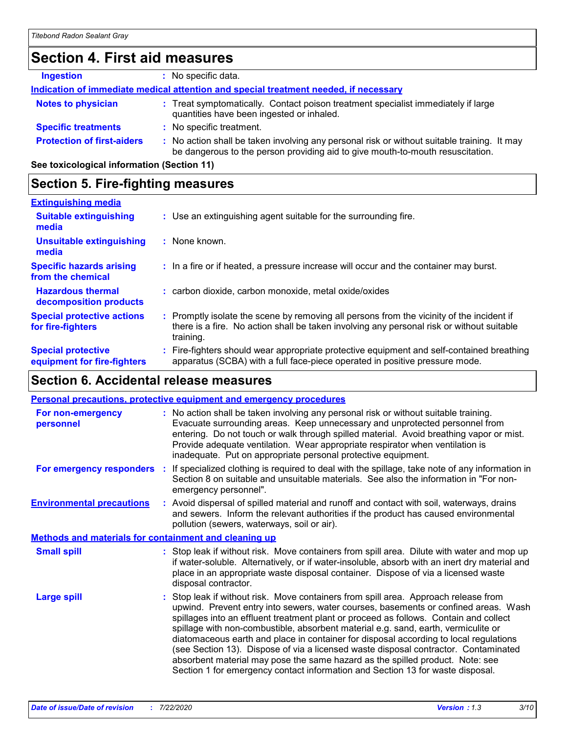## Section 4. First aid measures

| | |
|---|---|
| **Ingestion** | No specific data. |

**Indication of immediate medical attention and special treatment needed, if necessary**

| | |
|---|---|
| **Notes to physician** | Treat symptomatically. Contact poison treatment specialist immediately if large quantities have been ingested or inhaled. |
| **Specific treatments** | No specific treatment. |
| **Protection of first-aiders** | No action shall be taken involving any personal risk or without suitable training. It may be dangerous to the person providing aid to give mouth-to-mouth resuscitation. |

**See toxicological information (Section 11)**

## Section 5. Fire-fighting measures

**Extinguishing media**

| | |
|---|---|
| **Suitable extinguishing media** | Use an extinguishing agent suitable for the surrounding fire. |
| **Unsuitable extinguishing media** | None known. |
| **Specific hazards arising from the chemical** | In a fire or if heated, a pressure increase will occur and the container may burst. |
| **Hazardous thermal decomposition products** | carbon dioxide, carbon monoxide, metal oxide/oxides |
| **Special protective actions for fire-fighters** | Promptly isolate the scene by removing all persons from the vicinity of the incident if there is a fire. No action shall be taken involving any personal risk or without suitable training. |
| **Special protective equipment for fire-fighters** | Fire-fighters should wear appropriate protective equipment and self-contained breathing apparatus (SCBA) with a full face-piece operated in positive pressure mode. |

## Section 6. Accidental release measures

**Personal precautions, protective equipment and emergency procedures**

| | |
|---|---|
| **For non-emergency personnel** | No action shall be taken involving any personal risk or without suitable training. Evacuate surrounding areas. Keep unnecessary and unprotected personnel from entering. Do not touch or walk through spilled material. Avoid breathing vapor or mist. Provide adequate ventilation. Wear appropriate respirator when ventilation is inadequate. Put on appropriate personal protective equipment. |
| **For emergency responders** | If specialized clothing is required to deal with the spillage, take note of any information in Section 8 on suitable and unsuitable materials. See also the information in "For non-emergency personnel". |
| **Environmental precautions** | Avoid dispersal of spilled material and runoff and contact with soil, waterways, drains and sewers. Inform the relevant authorities if the product has caused environmental pollution (sewers, waterways, soil or air). |

**Methods and materials for containment and cleaning up**

| | |
|---|---|
| **Small spill** | Stop leak if without risk. Move containers from spill area. Dilute with water and mop up if water-soluble. Alternatively, or if water-insoluble, absorb with an inert dry material and place in an appropriate waste disposal container. Dispose of via a licensed waste disposal contractor. |
| **Large spill** | Stop leak if without risk. Move containers from spill area. Approach release from upwind. Prevent entry into sewers, water courses, basements or confined areas. Wash spillages into an effluent treatment plant or proceed as follows. Contain and collect spillage with non-combustible, absorbent material e.g. sand, earth, vermiculite or diatomaceous earth and place in container for disposal according to local regulations (see Section 13). Dispose of via a licensed waste disposal contractor. Contaminated absorbent material may pose the same hazard as the spilled product. Note: see Section 1 for emergency contact information and Section 13 for waste disposal. |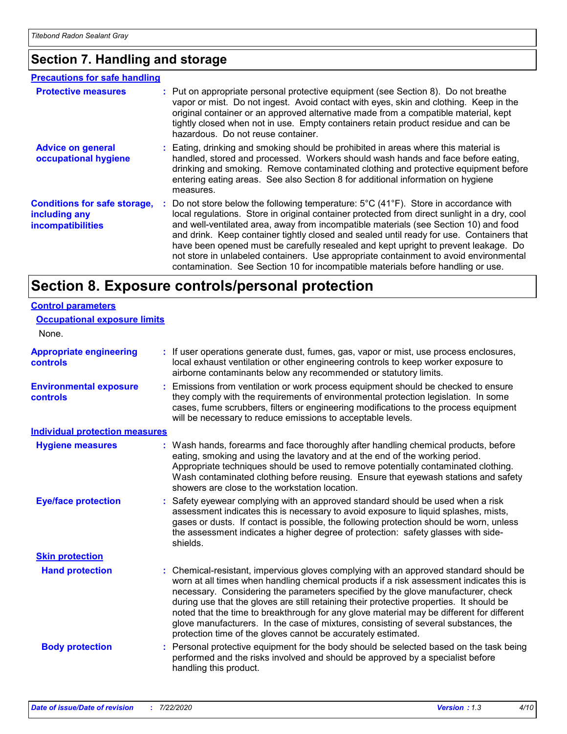## Section 7. Handling and storage

### Precautions for safe handling

**Protective measures** : Put on appropriate personal protective equipment (see Section 8). Do not breathe vapor or mist. Do not ingest. Avoid contact with eyes, skin and clothing. Keep in the original container or an approved alternative made from a compatible material, kept tightly closed when not in use. Empty containers retain product residue and can be hazardous. Do not reuse container.

**Advice on general occupational hygiene** : Eating, drinking and smoking should be prohibited in areas where this material is handled, stored and processed. Workers should wash hands and face before eating, drinking and smoking. Remove contaminated clothing and protective equipment before entering eating areas. See also Section 8 for additional information on hygiene measures.

**Conditions for safe storage, including any incompatibilities** : Do not store below the following temperature: 5°C (41°F). Store in accordance with local regulations. Store in original container protected from direct sunlight in a dry, cool and well-ventilated area, away from incompatible materials (see Section 10) and food and drink. Keep container tightly closed and sealed until ready for use. Containers that have been opened must be carefully resealed and kept upright to prevent leakage. Do not store in unlabeled containers. Use appropriate containment to avoid environmental contamination. See Section 10 for incompatible materials before handling or use.

## Section 8. Exposure controls/personal protection

### Control parameters

#### Occupational exposure limits

None.

**Appropriate engineering controls** : If user operations generate dust, fumes, gas, vapor or mist, use process enclosures, local exhaust ventilation or other engineering controls to keep worker exposure to airborne contaminants below any recommended or statutory limits.

**Environmental exposure controls** : Emissions from ventilation or work process equipment should be checked to ensure they comply with the requirements of environmental protection legislation. In some cases, fume scrubbers, filters or engineering modifications to the process equipment will be necessary to reduce emissions to acceptable levels.

### Individual protection measures

**Hygiene measures** : Wash hands, forearms and face thoroughly after handling chemical products, before eating, smoking and using the lavatory and at the end of the working period. Appropriate techniques should be used to remove potentially contaminated clothing. Wash contaminated clothing before reusing. Ensure that eyewash stations and safety showers are close to the workstation location.

**Eye/face protection** : Safety eyewear complying with an approved standard should be used when a risk assessment indicates this is necessary to avoid exposure to liquid splashes, mists, gases or dusts. If contact is possible, the following protection should be worn, unless the assessment indicates a higher degree of protection: safety glasses with side-shields.

#### Skin protection

**Hand protection** : Chemical-resistant, impervious gloves complying with an approved standard should be worn at all times when handling chemical products if a risk assessment indicates this is necessary. Considering the parameters specified by the glove manufacturer, check during use that the gloves are still retaining their protective properties. It should be noted that the time to breakthrough for any glove material may be different for different glove manufacturers. In the case of mixtures, consisting of several substances, the protection time of the gloves cannot be accurately estimated.

**Body protection** : Personal protective equipment for the body should be selected based on the task being performed and the risks involved and should be approved by a specialist before handling this product.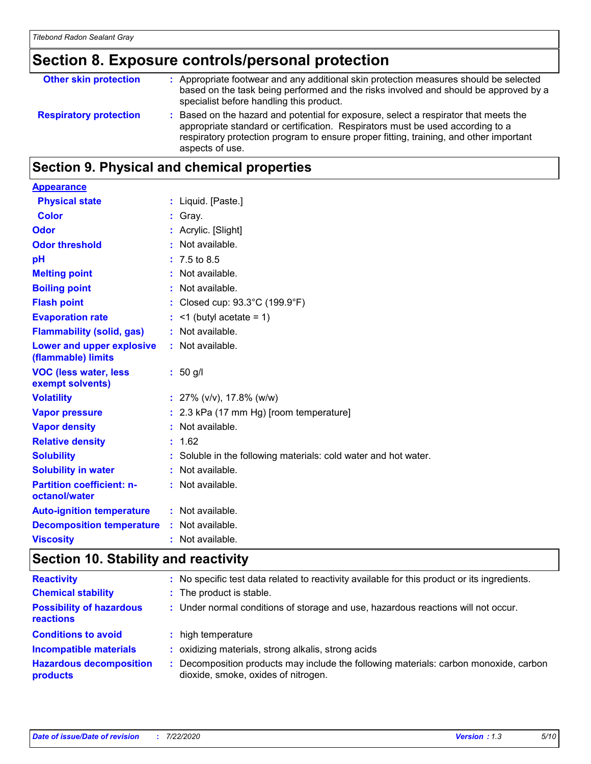## Section 8. Exposure controls/personal protection

| | |
|---|---|
| **Other skin protection** | : Appropriate footwear and any additional skin protection measures should be selected based on the task being performed and the risks involved and should be approved by a specialist before handling this product. |
| **Respiratory protection** | : Based on the hazard and potential for exposure, select a respirator that meets the appropriate standard or certification. Respirators must be used according to a respiratory protection program to ensure proper fitting, training, and other important aspects of use. |

## Section 9. Physical and chemical properties

**Appearance**

| | |
|---|---|
| **Physical state** | : Liquid. [Paste.] |
| **Color** | : Gray. |
| **Odor** | : Acrylic. [Slight] |
| **Odor threshold** | : Not available. |
| **pH** | : 7.5 to 8.5 |
| **Melting point** | : Not available. |
| **Boiling point** | : Not available. |
| **Flash point** | : Closed cup: 93.3°C (199.9°F) |
| **Evaporation rate** | : <1 (butyl acetate = 1) |
| **Flammability (solid, gas)** | : Not available. |
| **Lower and upper explosive (flammable) limits** | : Not available. |
| **VOC (less water, less exempt solvents)** | : 50 g/l |
| **Volatility** | : 27% (v/v), 17.8% (w/w) |
| **Vapor pressure** | : 2.3 kPa (17 mm Hg) [room temperature] |
| **Vapor density** | : Not available. |
| **Relative density** | : 1.62 |
| **Solubility** | : Soluble in the following materials: cold water and hot water. |
| **Solubility in water** | : Not available. |
| **Partition coefficient: n-octanol/water** | : Not available. |
| **Auto-ignition temperature** | : Not available. |
| **Decomposition temperature** | : Not available. |
| **Viscosity** | : Not available. |

## Section 10. Stability and reactivity

| | |
|---|---|
| **Reactivity** | : No specific test data related to reactivity available for this product or its ingredients. |
| **Chemical stability** | : The product is stable. |
| **Possibility of hazardous reactions** | : Under normal conditions of storage and use, hazardous reactions will not occur. |
| **Conditions to avoid** | : high temperature |
| **Incompatible materials** | : oxidizing materials, strong alkalis, strong acids |
| **Hazardous decomposition products** | : Decomposition products may include the following materials: carbon monoxide, carbon dioxide, smoke, oxides of nitrogen. |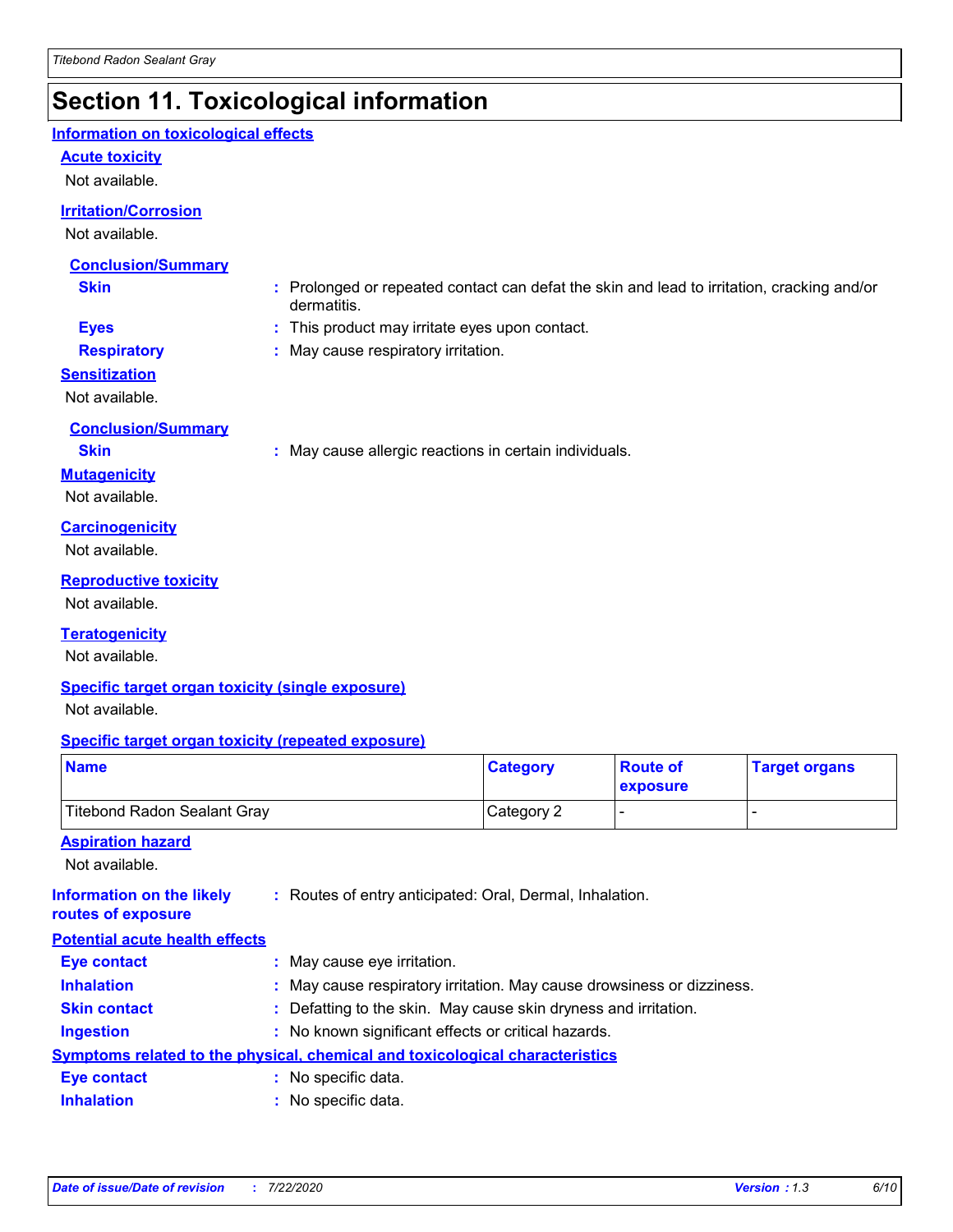# Section 11. Toxicological information

## Information on toxicological effects

### Acute toxicity

Not available.

### Irritation/Corrosion

Not available.

#### Conclusion/Summary

**Skin** : Prolonged or repeated contact can defat the skin and lead to irritation, cracking and/or dermatitis.

**Eyes** : This product may irritate eyes upon contact.

**Respiratory** : May cause respiratory irritation.

### Sensitization

Not available.

#### Conclusion/Summary

**Skin** : May cause allergic reactions in certain individuals.

### Mutagenicity

Not available.

### Carcinogenicity

Not available.

### Reproductive toxicity

Not available.

### Teratogenicity

Not available.

### Specific target organ toxicity (single exposure)

Not available.

### Specific target organ toxicity (repeated exposure)

| Name | Category | Route of exposure | Target organs |
| --- | --- | --- | --- |
| Titebond Radon Sealant Gray | Category 2 | - | - |

### Aspiration hazard

Not available.

**Information on the likely routes of exposure** : Routes of entry anticipated: Oral, Dermal, Inhalation.

## Potential acute health effects

**Eye contact** : May cause eye irritation.

**Inhalation** : May cause respiratory irritation. May cause drowsiness or dizziness.

**Skin contact** : Defatting to the skin. May cause skin dryness and irritation.

**Ingestion** : No known significant effects or critical hazards.

## Symptoms related to the physical, chemical and toxicological characteristics

**Eye contact** : No specific data.

**Inhalation** : No specific data.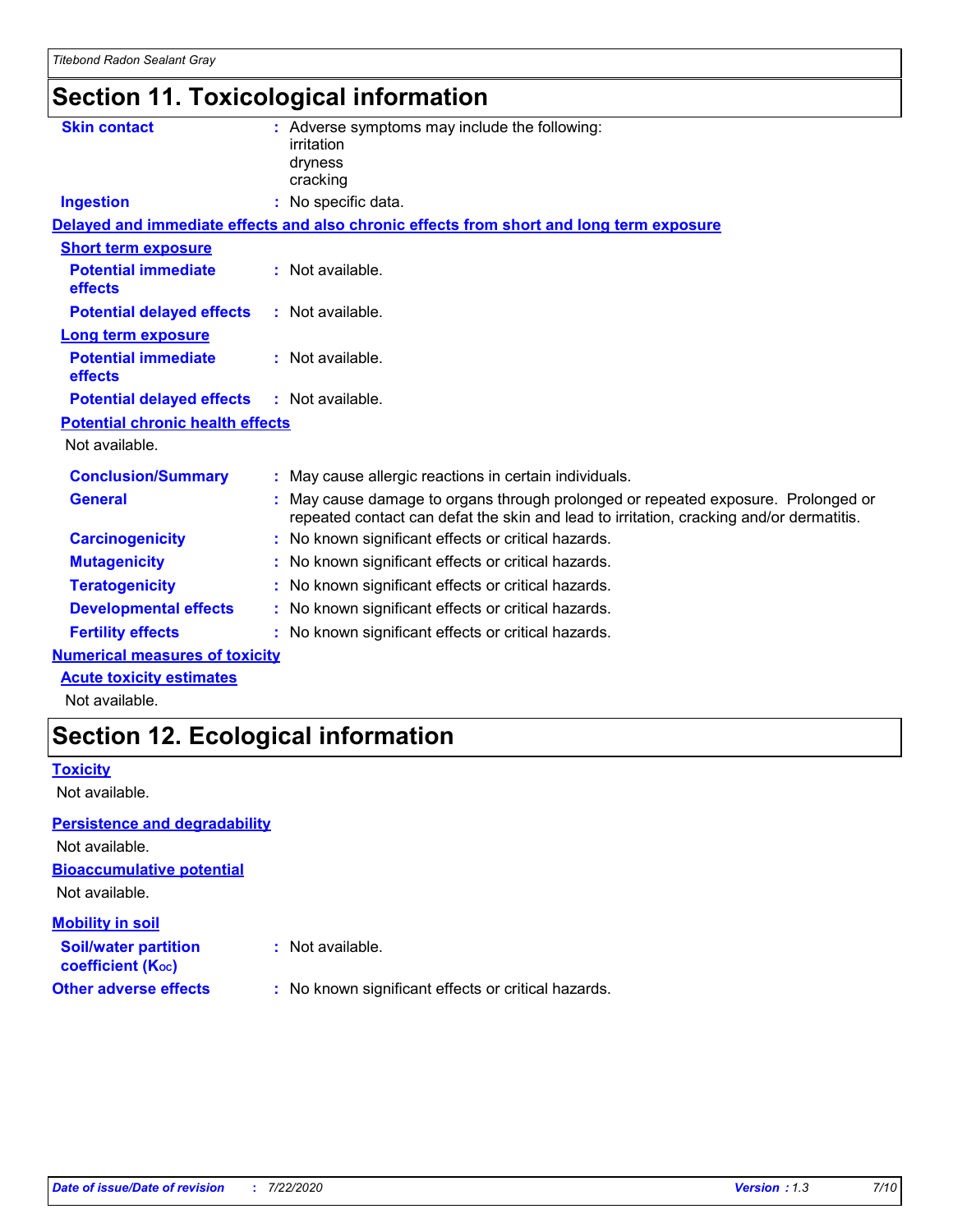## Section 11. Toxicological information

**Skin contact** : Adverse symptoms may include the following:
irritation
dryness
cracking

**Ingestion** : No specific data.

**Delayed and immediate effects and also chronic effects from short and long term exposure**

**Short term exposure**

**Potential immediate effects** : Not available.

**Potential delayed effects** : Not available.

**Long term exposure**

**Potential immediate effects** : Not available.

**Potential delayed effects** : Not available.

**Potential chronic health effects**

Not available.

**Conclusion/Summary** : May cause allergic reactions in certain individuals.

**General** : May cause damage to organs through prolonged or repeated exposure. Prolonged or repeated contact can defat the skin and lead to irritation, cracking and/or dermatitis.

**Carcinogenicity** : No known significant effects or critical hazards.

**Mutagenicity** : No known significant effects or critical hazards.

**Teratogenicity** : No known significant effects or critical hazards.

**Developmental effects** : No known significant effects or critical hazards.

**Fertility effects** : No known significant effects or critical hazards.

**Numerical measures of toxicity**

**Acute toxicity estimates**

Not available.

## Section 12. Ecological information

**Toxicity**

Not available.

**Persistence and degradability**

Not available.

**Bioaccumulative potential**

Not available.

**Mobility in soil**

**Soil/water partition coefficient ($K_{OC}$)** : Not available.

**Other adverse effects** : No known significant effects or critical hazards.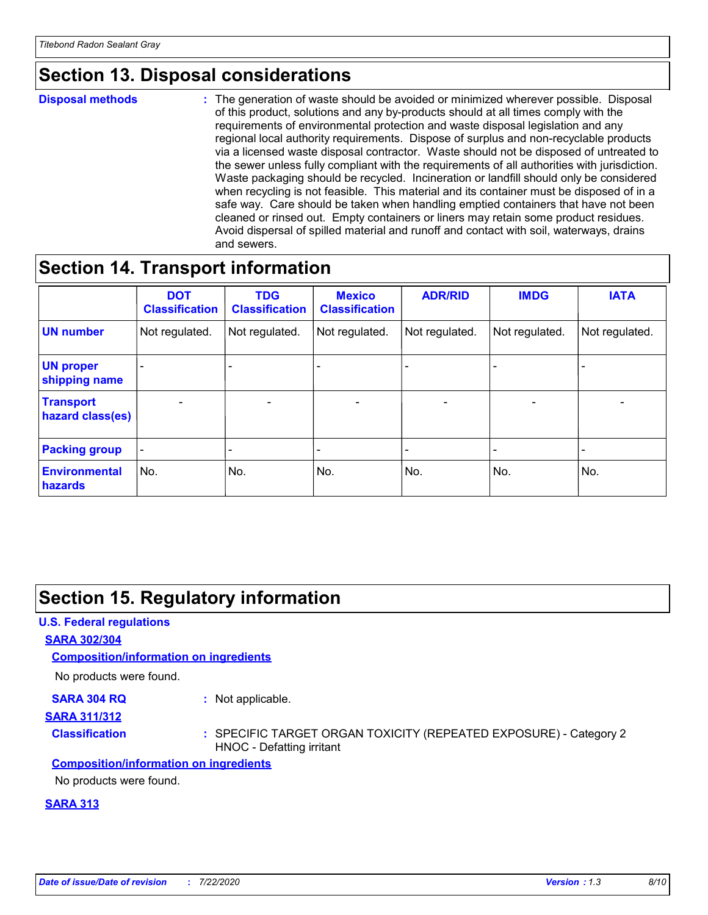## Section 13. Disposal considerations

**Disposal methods** : The generation of waste should be avoided or minimized wherever possible. Disposal of this product, solutions and any by-products should at all times comply with the requirements of environmental protection and waste disposal legislation and any regional local authority requirements. Dispose of surplus and non-recyclable products via a licensed waste disposal contractor. Waste should not be disposed of untreated to the sewer unless fully compliant with the requirements of all authorities with jurisdiction. Waste packaging should be recycled. Incineration or landfill should only be considered when recycling is not feasible. This material and its container must be disposed of in a safe way. Care should be taken when handling emptied containers that have not been cleaned or rinsed out. Empty containers or liners may retain some product residues. Avoid dispersal of spilled material and runoff and contact with soil, waterways, drains and sewers.

## Section 14. Transport information

| | DOT Classification | TDG Classification | Mexico Classification | ADR/RID | IMDG | IATA |
|---|---|---|---|---|---|---|
| **UN number** | Not regulated. | Not regulated. | Not regulated. | Not regulated. | Not regulated. | Not regulated. |
| **UN proper shipping name** | - | - | - | - | - | - |
| **Transport hazard class(es)** | - | - | - | - | - | - |
| **Packing group** | - | - | - | - | - | - |
| **Environmental hazards** | No. | No. | No. | No. | No. | No. |

## Section 15. Regulatory information

**U.S. Federal regulations**

**SARA 302/304**

**Composition/information on ingredients**

No products were found.

**SARA 304 RQ** : Not applicable.

**SARA 311/312**

**Classification** : SPECIFIC TARGET ORGAN TOXICITY (REPEATED EXPOSURE) - Category 2
HNOC - Defatting irritant

**Composition/information on ingredients**

No products were found.

**SARA 313**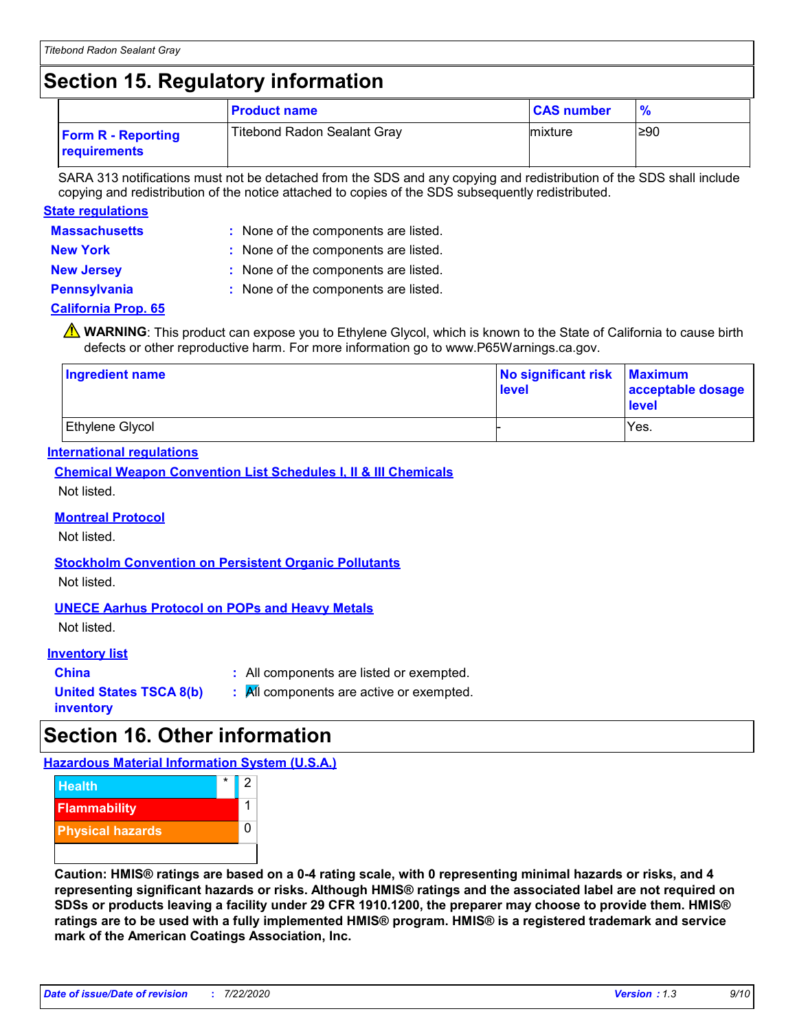## Section 15. Regulatory information

| | Product name | CAS number | % |
|---|---|---|---|
| **Form R - Reporting requirements** | Titebond Radon Sealant Gray | mixture | ≥90 |

SARA 313 notifications must not be detached from the SDS and any copying and redistribution of the SDS shall include copying and redistribution of the notice attached to copies of the SDS subsequently redistributed.

### State regulations

**Massachusetts** : None of the components are listed.

**New York** : None of the components are listed.

**New Jersey** : None of the components are listed.

**Pennsylvania** : None of the components are listed.

### California Prop. 65

⚠ **WARNING**: This product can expose you to Ethylene Glycol, which is known to the State of California to cause birth defects or other reproductive harm. For more information go to www.P65Warnings.ca.gov.

| Ingredient name | No significant risk level | Maximum acceptable dosage level |
|---|---|---|
| Ethylene Glycol | - | Yes. |

### International regulations

**Chemical Weapon Convention List Schedules I, II & III Chemicals**

Not listed.

**Montreal Protocol**

Not listed.

**Stockholm Convention on Persistent Organic Pollutants**

Not listed.

**UNECE Aarhus Protocol on POPs and Heavy Metals**

Not listed.

### Inventory list

**China** : All components are listed or exempted.

**United States TSCA 8(b) inventory** : All components are active or exempted.

## Section 16. Other information

### Hazardous Material Information System (U.S.A.)

| | | |
|---|---|---|
| Health | * | 2 |
| Flammability | | 1 |
| Physical hazards | | 0 |

**Caution: HMIS® ratings are based on a 0-4 rating scale, with 0 representing minimal hazards or risks, and 4 representing significant hazards or risks. Although HMIS® ratings and the associated label are not required on SDSs or products leaving a facility under 29 CFR 1910.1200, the preparer may choose to provide them. HMIS® ratings are to be used with a fully implemented HMIS® program. HMIS® is a registered trademark and service mark of the American Coatings Association, Inc.**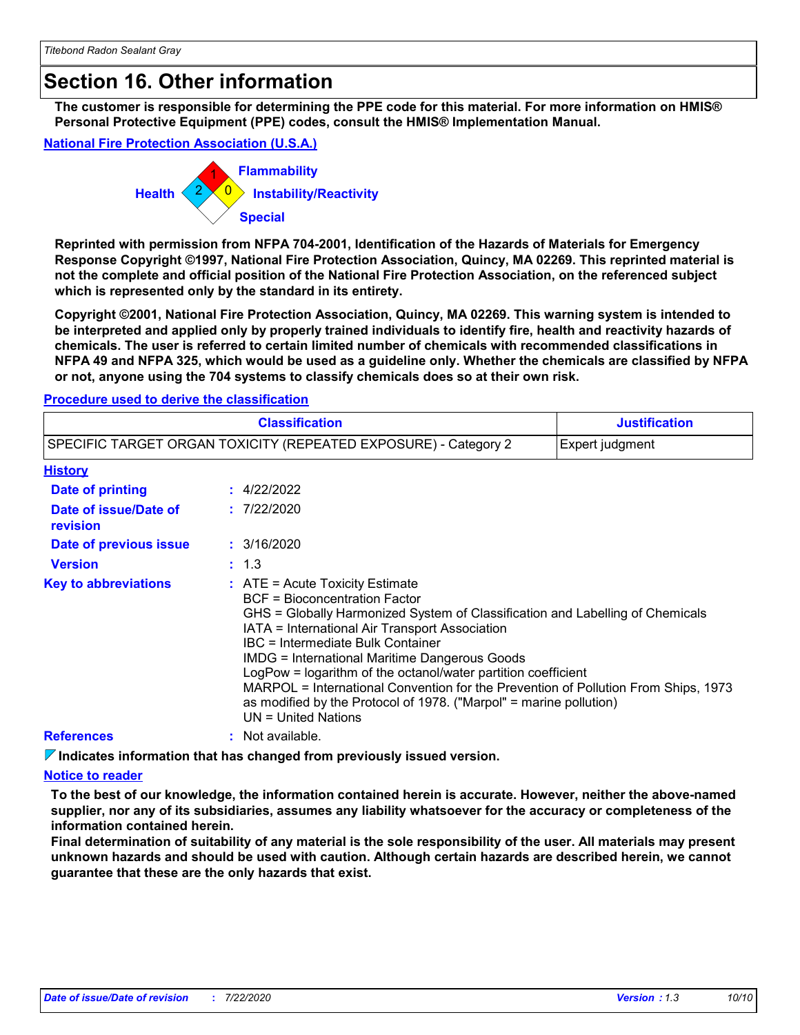# Section 16. Other information

**The customer is responsible for determining the PPE code for this material. For more information on HMIS® Personal Protective Equipment (PPE) codes, consult the HMIS® Implementation Manual.**

**National Fire Protection Association (U.S.A.)**

Flammability
1
Health
2
0
Instability/Reactivity
Special

**Reprinted with permission from NFPA 704-2001, Identification of the Hazards of Materials for Emergency Response Copyright ©1997, National Fire Protection Association, Quincy, MA 02269. This reprinted material is not the complete and official position of the National Fire Protection Association, on the referenced subject which is represented only by the standard in its entirety.**

**Copyright ©2001, National Fire Protection Association, Quincy, MA 02269. This warning system is intended to be interpreted and applied only by properly trained individuals to identify fire, health and reactivity hazards of chemicals. The user is referred to certain limited number of chemicals with recommended classifications in NFPA 49 and NFPA 325, which would be used as a guideline only. Whether the chemicals are classified by NFPA or not, anyone using the 704 systems to classify chemicals does so at their own risk.**

**Procedure used to derive the classification**

| Classification | Justification |
|---|---|
| SPECIFIC TARGET ORGAN TOXICITY (REPEATED EXPOSURE) - Category 2 | Expert judgment |

**History**

**Date of printing** : 4/22/2022

**Date of issue/Date of revision** : 7/22/2020

**Date of previous issue** : 3/16/2020

**Version** : 1.3

**Key to abbreviations** : ATE = Acute Toxicity Estimate
BCF = Bioconcentration Factor
GHS = Globally Harmonized System of Classification and Labelling of Chemicals
IATA = International Air Transport Association
IBC = Intermediate Bulk Container
IMDG = International Maritime Dangerous Goods
LogPow = logarithm of the octanol/water partition coefficient
MARPOL = International Convention for the Prevention of Pollution From Ships, 1973 as modified by the Protocol of 1978. ("Marpol" = marine pollution)
UN = United Nations

**References** : Not available.

**Indicates information that has changed from previously issued version.**

**Notice to reader**

**To the best of our knowledge, the information contained herein is accurate. However, neither the above-named supplier, nor any of its subsidiaries, assumes any liability whatsoever for the accuracy or completeness of the information contained herein.**

**Final determination of suitability of any material is the sole responsibility of the user. All materials may present unknown hazards and should be used with caution. Although certain hazards are described herein, we cannot guarantee that these are the only hazards that exist.**